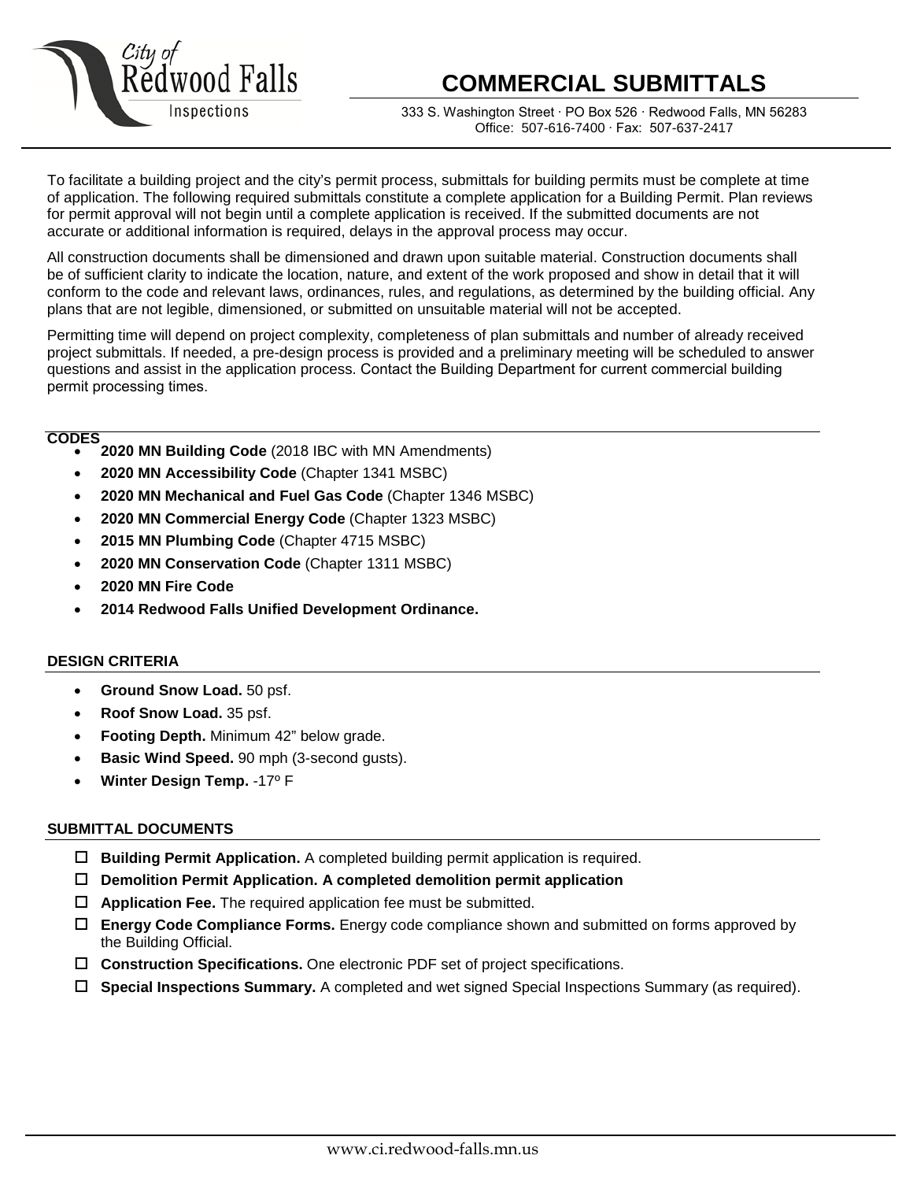City of Redwood Falls Inspections

# COMMERCIAL SUBMITTALS

333 S. Washington Street · PO Box 526 · Redwood Falls, MN 56283
Office: 507-616-7400 · Fax: 507-637-2417

To facilitate a building project and the city's permit process, submittals for building permits must be complete at time of application. The following required submittals constitute a complete application for a Building Permit. Plan reviews for permit approval will not begin until a complete application is received. If the submitted documents are not accurate or additional information is required, delays in the approval process may occur.

All construction documents shall be dimensioned and drawn upon suitable material. Construction documents shall be of sufficient clarity to indicate the location, nature, and extent of the work proposed and show in detail that it will conform to the code and relevant laws, ordinances, rules, and regulations, as determined by the building official. Any plans that are not legible, dimensioned, or submitted on unsuitable material will not be accepted.

Permitting time will depend on project complexity, completeness of plan submittals and number of already received project submittals. If needed, a pre-design process is provided and a preliminary meeting will be scheduled to answer questions and assist in the application process. Contact the Building Department for current commercial building permit processing times.

## CODES

- **2020 MN Building Code** (2018 IBC with MN Amendments)
- **2020 MN Accessibility Code** (Chapter 1341 MSBC)
- **2020 MN Mechanical and Fuel Gas Code** (Chapter 1346 MSBC)
- **2020 MN Commercial Energy Code** (Chapter 1323 MSBC)
- **2015 MN Plumbing Code** (Chapter 4715 MSBC)
- **2020 MN Conservation Code** (Chapter 1311 MSBC)
- **2020 MN Fire Code**
- **2014 Redwood Falls Unified Development Ordinance.**

## DESIGN CRITERIA

- **Ground Snow Load.** 50 psf.
- **Roof Snow Load.** 35 psf.
- **Footing Depth.** Minimum 42" below grade.
- **Basic Wind Speed.** 90 mph (3-second gusts).
- **Winter Design Temp.** -17º F

## SUBMITTAL DOCUMENTS

- ☐ **Building Permit Application.** A completed building permit application is required.
- ☐ **Demolition Permit Application. A completed demolition permit application**
- ☐ **Application Fee.** The required application fee must be submitted.
- ☐ **Energy Code Compliance Forms.** Energy code compliance shown and submitted on forms approved by the Building Official.
- ☐ **Construction Specifications.** One electronic PDF set of project specifications.
- ☐ **Special Inspections Summary.** A completed and wet signed Special Inspections Summary (as required).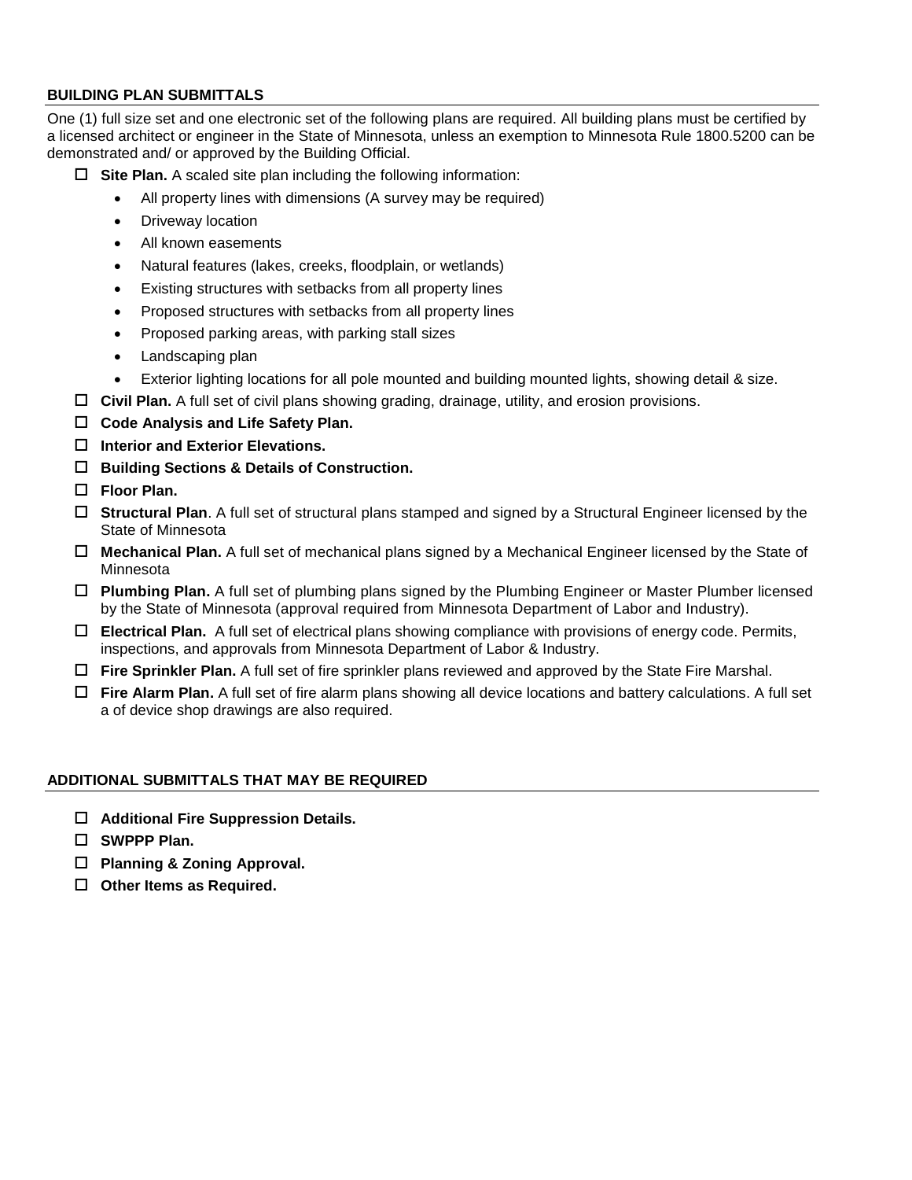## BUILDING PLAN SUBMITTALS

One (1) full size set and one electronic set of the following plans are required. All building plans must be certified by a licensed architect or engineer in the State of Minnesota, unless an exemption to Minnesota Rule 1800.5200 can be demonstrated and/ or approved by the Building Official.

- ☐ **Site Plan.** A scaled site plan including the following information:
  - All property lines with dimensions (A survey may be required)
  - Driveway location
  - All known easements
  - Natural features (lakes, creeks, floodplain, or wetlands)
  - Existing structures with setbacks from all property lines
  - Proposed structures with setbacks from all property lines
  - Proposed parking areas, with parking stall sizes
  - Landscaping plan
  - Exterior lighting locations for all pole mounted and building mounted lights, showing detail & size.
- ☐ **Civil Plan.** A full set of civil plans showing grading, drainage, utility, and erosion provisions.
- ☐ **Code Analysis and Life Safety Plan.**
- ☐ **Interior and Exterior Elevations.**
- ☐ **Building Sections & Details of Construction.**
- ☐ **Floor Plan.**
- ☐ **Structural Plan**. A full set of structural plans stamped and signed by a Structural Engineer licensed by the State of Minnesota
- ☐ **Mechanical Plan.** A full set of mechanical plans signed by a Mechanical Engineer licensed by the State of Minnesota
- ☐ **Plumbing Plan.** A full set of plumbing plans signed by the Plumbing Engineer or Master Plumber licensed by the State of Minnesota (approval required from Minnesota Department of Labor and Industry).
- ☐ **Electrical Plan.** A full set of electrical plans showing compliance with provisions of energy code. Permits, inspections, and approvals from Minnesota Department of Labor & Industry.
- ☐ **Fire Sprinkler Plan.** A full set of fire sprinkler plans reviewed and approved by the State Fire Marshal.
- ☐ **Fire Alarm Plan.** A full set of fire alarm plans showing all device locations and battery calculations. A full set a of device shop drawings are also required.

## ADDITIONAL SUBMITTALS THAT MAY BE REQUIRED

- ☐ **Additional Fire Suppression Details.**
- ☐ **SWPPP Plan.**
- ☐ **Planning & Zoning Approval.**
- ☐ **Other Items as Required.**